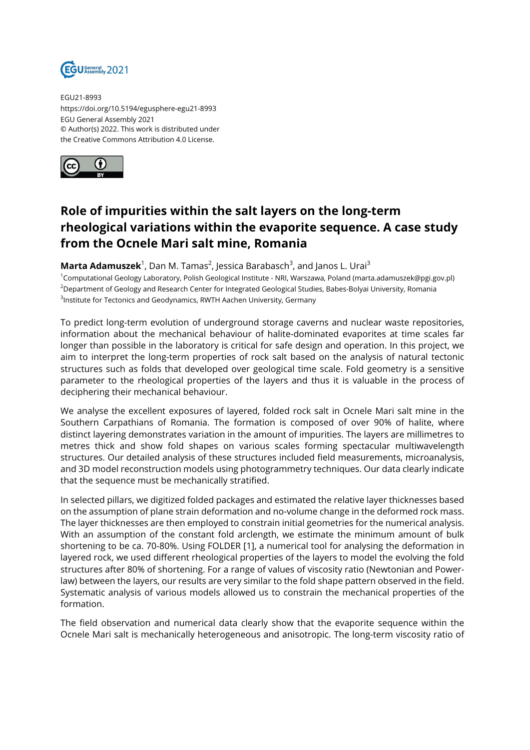EGU21-8993
https://doi.org/10.5194/egusphere-egu21-8993
EGU General Assembly 2021
© Author(s) 2022. This work is distributed under
the Creative Commons Attribution 4.0 License.

# Role of impurities within the salt layers on the long-term rheological variations within the evaporite sequence. A case study from the Ocnele Mari salt mine, Romania

**Marta Adamuszek**[1], Dan M. Tamas[2], Jessica Barabasch[3], and Janos L. Urai[3]

[1]Computational Geology Laboratory, Polish Geological Institute - NRI, Warszawa, Poland (marta.adamuszek@pgi.gov.pl)
[2]Department of Geology and Research Center for Integrated Geological Studies, Babes-Bolyai University, Romania
[3]Institute for Tectonics and Geodynamics, RWTH Aachen University, Germany

To predict long-term evolution of underground storage caverns and nuclear waste repositories, information about the mechanical behaviour of halite-dominated evaporites at time scales far longer than possible in the laboratory is critical for safe design and operation. In this project, we aim to interpret the long-term properties of rock salt based on the analysis of natural tectonic structures such as folds that developed over geological time scale. Fold geometry is a sensitive parameter to the rheological properties of the layers and thus it is valuable in the process of deciphering their mechanical behaviour.

We analyse the excellent exposures of layered, folded rock salt in Ocnele Mari salt mine in the Southern Carpathians of Romania. The formation is composed of over 90% of halite, where distinct layering demonstrates variation in the amount of impurities. The layers are millimetres to metres thick and show fold shapes on various scales forming spectacular multiwavelength structures. Our detailed analysis of these structures included field measurements, microanalysis, and 3D model reconstruction models using photogrammetry techniques. Our data clearly indicate that the sequence must be mechanically stratified.

In selected pillars, we digitized folded packages and estimated the relative layer thicknesses based on the assumption of plane strain deformation and no-volume change in the deformed rock mass. The layer thicknesses are then employed to constrain initial geometries for the numerical analysis. With an assumption of the constant fold arclength, we estimate the minimum amount of bulk shortening to be ca. 70-80%. Using FOLDER [1], a numerical tool for analysing the deformation in layered rock, we used different rheological properties of the layers to model the evolving the fold structures after 80% of shortening. For a range of values of viscosity ratio (Newtonian and Power-law) between the layers, our results are very similar to the fold shape pattern observed in the field. Systematic analysis of various models allowed us to constrain the mechanical properties of the formation.

The field observation and numerical data clearly show that the evaporite sequence within the Ocnele Mari salt is mechanically heterogeneous and anisotropic. The long-term viscosity ratio of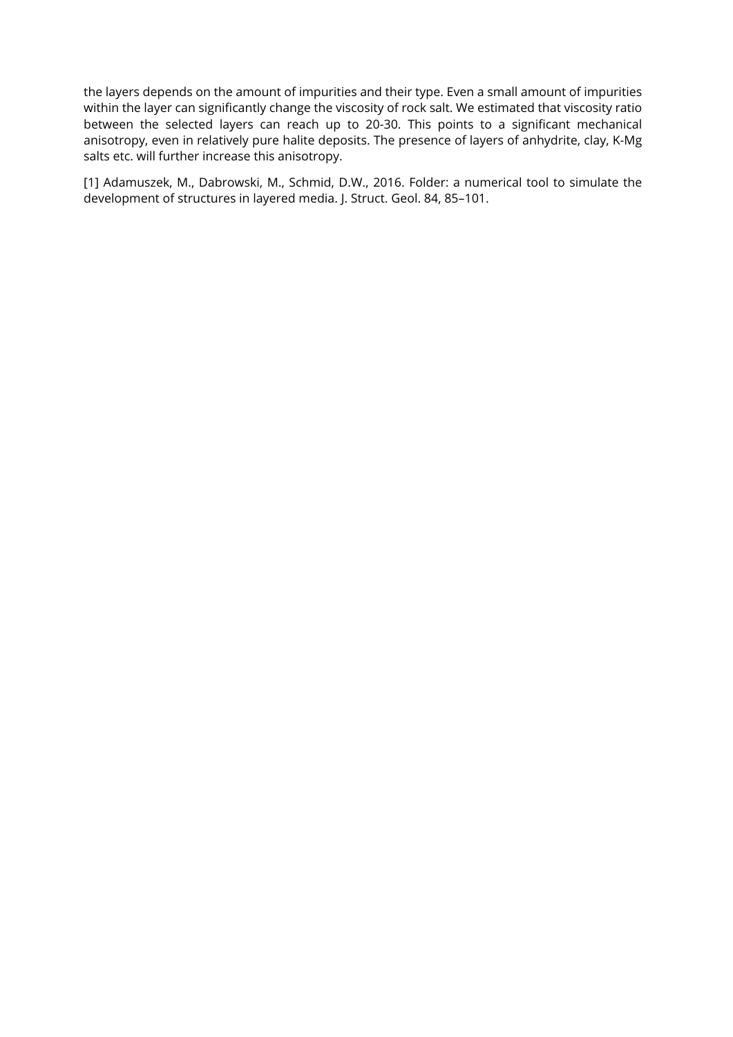the layers depends on the amount of impurities and their type. Even a small amount of impurities within the layer can significantly change the viscosity of rock salt. We estimated that viscosity ratio between the selected layers can reach up to 20-30. This points to a significant mechanical anisotropy, even in relatively pure halite deposits. The presence of layers of anhydrite, clay, K-Mg salts etc. will further increase this anisotropy.

[1] Adamuszek, M., Dabrowski, M., Schmid, D.W., 2016. Folder: a numerical tool to simulate the development of structures in layered media. J. Struct. Geol. 84, 85–101.